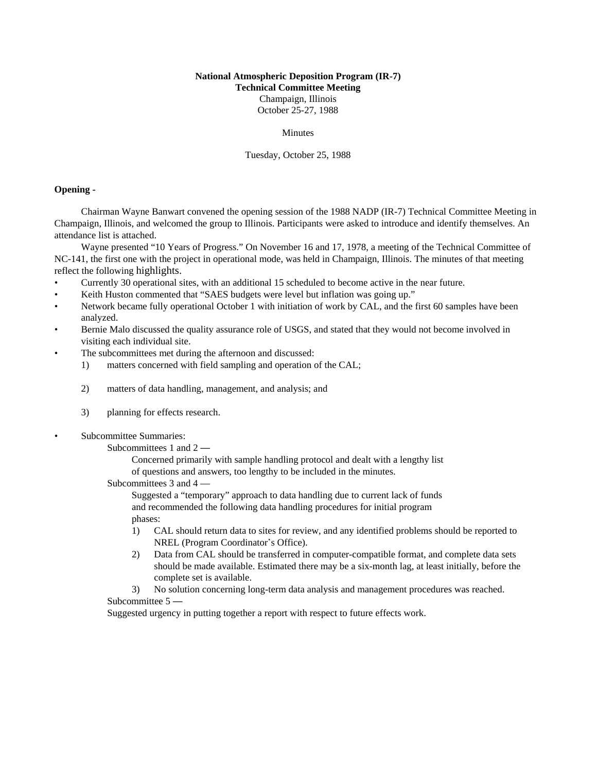**National Atmospheric Deposition Program (IR-7)**
**Technical Committee Meeting**
Champaign, Illinois
October 25-27, 1988

Minutes

Tuesday, October 25, 1988

**Opening -**

Chairman Wayne Banwart convened the opening session of the 1988 NADP (IR-7) Technical Committee Meeting in Champaign, Illinois, and welcomed the group to Illinois. Participants were asked to introduce and identify themselves. An attendance list is attached.

Wayne presented "10 Years of Progress." On November 16 and 17, 1978, a meeting of the Technical Committee of NC-141, the first one with the project in operational mode, was held in Champaign, Illinois. The minutes of that meeting reflect the following highlights.

- Currently 30 operational sites, with an additional 15 scheduled to become active in the near future.
- Keith Huston commented that "SAES budgets were level but inflation was going up."
- Network became fully operational October 1 with initiation of work by CAL, and the first 60 samples have been analyzed.
- Bernie Malo discussed the quality assurance role of USGS, and stated that they would not become involved in visiting each individual site.
- The subcommittees met during the afternoon and discussed:
  1) matters concerned with field sampling and operation of the CAL;
  2) matters of data handling, management, and analysis; and
  3) planning for effects research.
- Subcommittee Summaries:
  - Subcommittees 1 and 2 —
    Concerned primarily with sample handling protocol and dealt with a lengthy list of questions and answers, too lengthy to be included in the minutes.
  - Subcommittees 3 and 4 —
    Suggested a "temporary" approach to data handling due to current lack of funds and recommended the following data handling procedures for initial program phases:
    1) CAL should return data to sites for review, and any identified problems should be reported to NREL (Program Coordinator's Office).
    2) Data from CAL should be transferred in computer-compatible format, and complete data sets should be made available. Estimated there may be a six-month lag, at least initially, before the complete set is available.
    3) No solution concerning long-term data analysis and management procedures was reached.
  - Subcommittee 5 —
    Suggested urgency in putting together a report with respect to future effects work.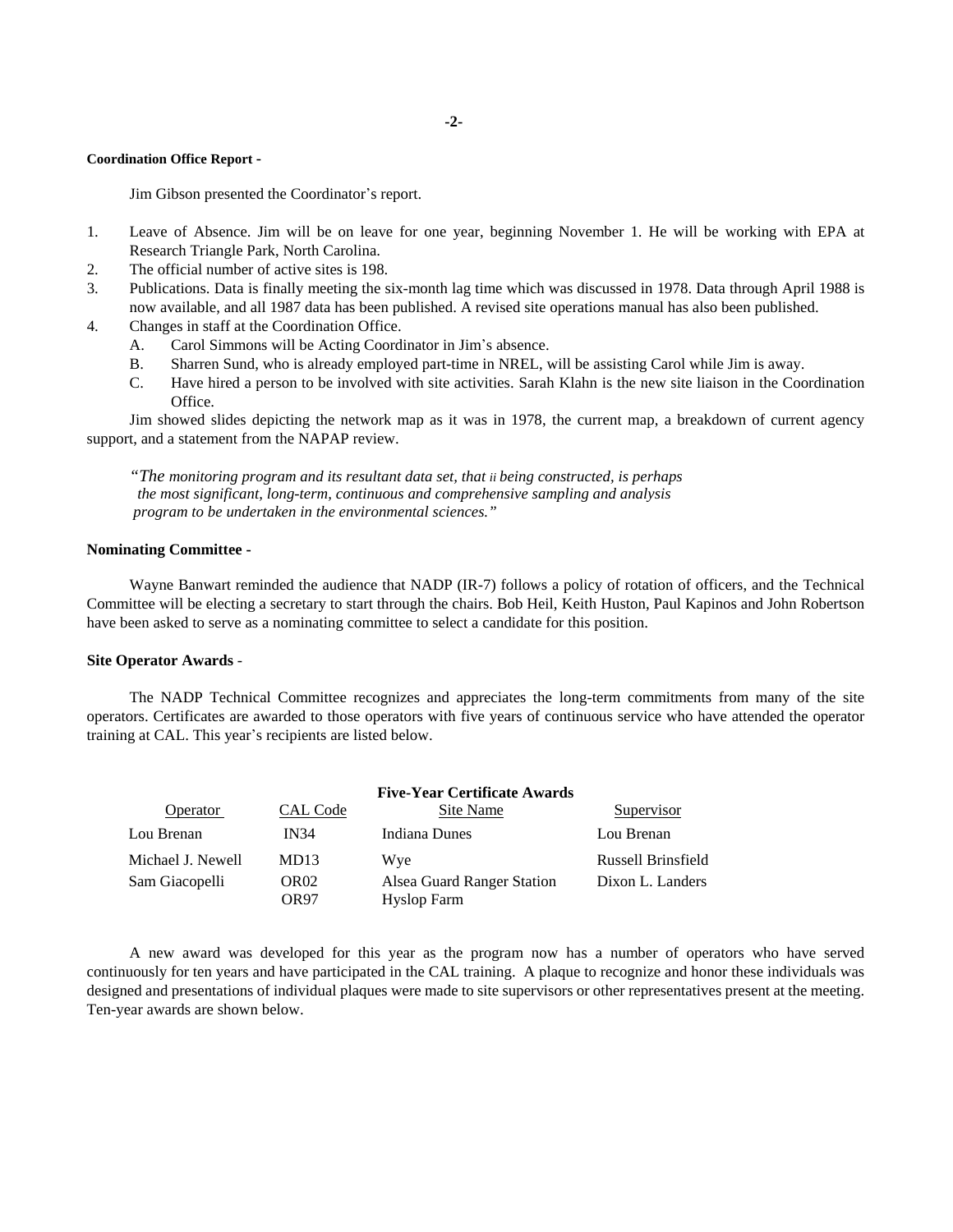**Coordination Office Report -**

Jim Gibson presented the Coordinator's report.

1. Leave of Absence. Jim will be on leave for one year, beginning November 1. He will be working with EPA at Research Triangle Park, North Carolina.
2. The official number of active sites is 198.
3. Publications. Data is finally meeting the six-month lag time which was discussed in 1978. Data through April 1988 is now available, and all 1987 data has been published. A revised site operations manual has also been published.
4. Changes in staff at the Coordination Office.
   A. Carol Simmons will be Acting Coordinator in Jim's absence.
   B. Sharren Sund, who is already employed part-time in NREL, will be assisting Carol while Jim is away.
   C. Have hired a person to be involved with site activities. Sarah Klahn is the new site liaison in the Coordination Office.

Jim showed slides depicting the network map as it was in 1978, the current map, a breakdown of current agency support, and a statement from the NAPAP review.

> *"The monitoring program and its resultant data set, that ii being constructed, is perhaps the most significant, long-term, continuous and comprehensive sampling and analysis program to be undertaken in the environmental sciences."*

**Nominating Committee -**

Wayne Banwart reminded the audience that NADP (IR-7) follows a policy of rotation of officers, and the Technical Committee will be electing a secretary to start through the chairs. Bob Heil, Keith Huston, Paul Kapinos and John Robertson have been asked to serve as a nominating committee to select a candidate for this position.

**Site Operator Awards** -

The NADP Technical Committee recognizes and appreciates the long-term commitments from many of the site operators. Certificates are awarded to those operators with five years of continuous service who have attended the operator training at CAL. This year's recipients are listed below.

**Five-Year Certificate Awards**

| Operator | CAL Code | Site Name | Supervisor |
|---|---|---|---|
| Lou Brenan | IN34 | Indiana Dunes | Lou Brenan |
| Michael J. Newell | MD13 | Wye | Russell Brinsfield |
| Sam Giacopelli | OR02 | Alsea Guard Ranger Station | Dixon L. Landers |
| | OR97 | Hyslop Farm | |

A new award was developed for this year as the program now has a number of operators who have served continuously for ten years and have participated in the CAL training. A plaque to recognize and honor these individuals was designed and presentations of individual plaques were made to site supervisors or other representatives present at the meeting. Ten-year awards are shown below.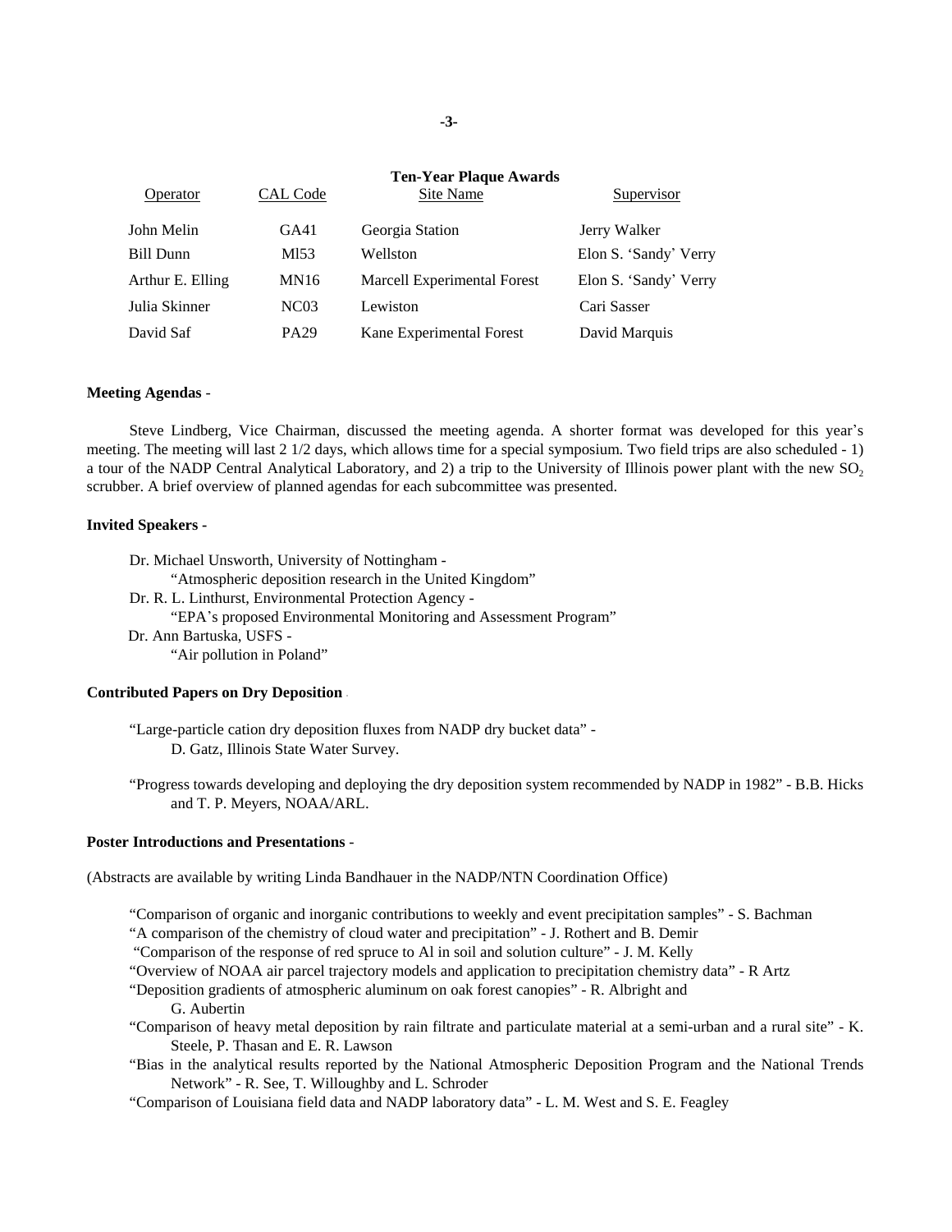**Ten-Year Plaque Awards**

| Operator | CAL Code | Site Name | Supervisor |
|---|---|---|---|
| John Melin | GA41 | Georgia Station | Jerry Walker |
| Bill Dunn | MI53 | Wellston | Elon S. 'Sandy' Verry |
| Arthur E. Elling | MN16 | Marcell Experimental Forest | Elon S. 'Sandy' Verry |
| Julia Skinner | NC03 | Lewiston | Cari Sasser |
| David Saf | PA29 | Kane Experimental Forest | David Marquis |

**Meeting Agendas** -

Steve Lindberg, Vice Chairman, discussed the meeting agenda. A shorter format was developed for this year's meeting. The meeting will last 2 1/2 days, which allows time for a special symposium. Two field trips are also scheduled - 1) a tour of the NADP Central Analytical Laboratory, and 2) a trip to the University of Illinois power plant with the new $SO_2$ scrubber. A brief overview of planned agendas for each subcommittee was presented.

**Invited Speakers -**

Dr. Michael Unsworth, University of Nottingham -
"Atmospheric deposition research in the United Kingdom"

Dr. R. L. Linthurst, Environmental Protection Agency -
"EPA's proposed Environmental Monitoring and Assessment Program"

Dr. Ann Bartuska, USFS -
"Air pollution in Poland"

**Contributed Papers on Dry Deposition** -

"Large-particle cation dry deposition fluxes from NADP dry bucket data" - D. Gatz, Illinois State Water Survey.

"Progress towards developing and deploying the dry deposition system recommended by NADP in 1982" - B.B. Hicks and T. P. Meyers, NOAA/ARL.

**Poster Introductions and Presentations** -

(Abstracts are available by writing Linda Bandhauer in the NADP/NTN Coordination Office)

"Comparison of organic and inorganic contributions to weekly and event precipitation samples" - S. Bachman

"A comparison of the chemistry of cloud water and precipitation" - J. Rothert and B. Demir

"Comparison of the response of red spruce to Al in soil and solution culture" - J. M. Kelly

"Overview of NOAA air parcel trajectory models and application to precipitation chemistry data" - R Artz

"Deposition gradients of atmospheric aluminum on oak forest canopies" - R. Albright and G. Aubertin

"Comparison of heavy metal deposition by rain filtrate and particulate material at a semi-urban and a rural site" - K. Steele, P. Thasan and E. R. Lawson

"Bias in the analytical results reported by the National Atmospheric Deposition Program and the National Trends Network" - R. See, T. Willoughby and L. Schroder

"Comparison of Louisiana field data and NADP laboratory data" - L. M. West and S. E. Feagley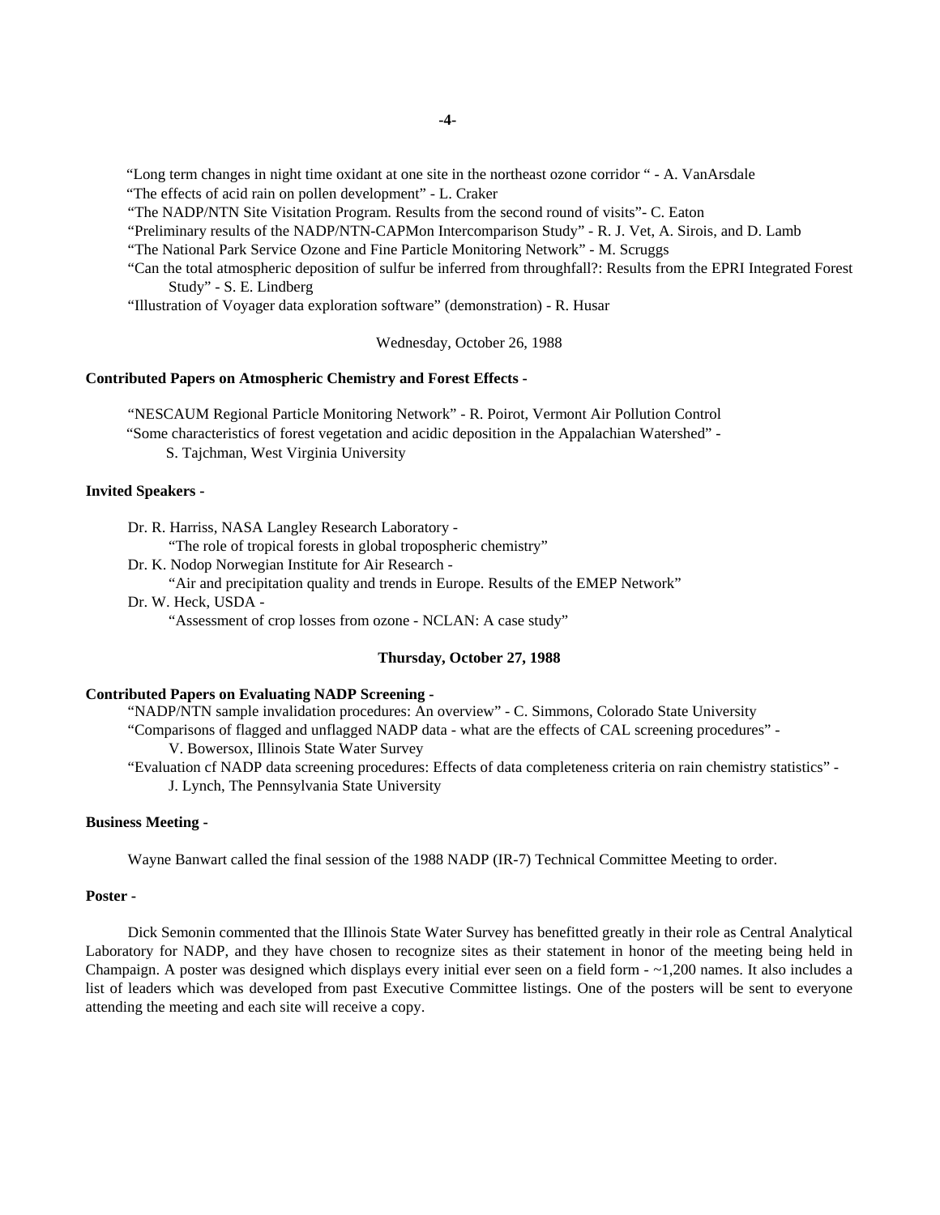"Long term changes in night time oxidant at one site in the northeast ozone corridor " - A. VanArsdale

"The effects of acid rain on pollen development" - L. Craker

"The NADP/NTN Site Visitation Program. Results from the second round of visits"- C. Eaton

"Preliminary results of the NADP/NTN-CAPMon Intercomparison Study" - R. J. Vet, A. Sirois, and D. Lamb

"The National Park Service Ozone and Fine Particle Monitoring Network" - M. Scruggs

"Can the total atmospheric deposition of sulfur be inferred from throughfall?: Results from the EPRI Integrated Forest Study" - S. E. Lindberg

"Illustration of Voyager data exploration software" (demonstration) - R. Husar

Wednesday, October 26, 1988

**Contributed Papers on Atmospheric Chemistry and Forest Effects -**

"NESCAUM Regional Particle Monitoring Network" - R. Poirot, Vermont Air Pollution Control

"Some characteristics of forest vegetation and acidic deposition in the Appalachian Watershed" - S. Tajchman, West Virginia University

**Invited Speakers -**

Dr. R. Harriss, NASA Langley Research Laboratory -
"The role of tropical forests in global tropospheric chemistry"

Dr. K. Nodop Norwegian Institute for Air Research -
"Air and precipitation quality and trends in Europe. Results of the EMEP Network"

Dr. W. Heck, USDA -
"Assessment of crop losses from ozone - NCLAN: A case study"

**Thursday, October 27, 1988**

**Contributed Papers on Evaluating NADP Screening -**

"NADP/NTN sample invalidation procedures: An overview" - C. Simmons, Colorado State University

"Comparisons of flagged and unflagged NADP data - what are the effects of CAL screening procedures" - V. Bowersox, Illinois State Water Survey

"Evaluation cf NADP data screening procedures: Effects of data completeness criteria on rain chemistry statistics" - J. Lynch, The Pennsylvania State University

**Business Meeting -**

Wayne Banwart called the final session of the 1988 NADP (IR-7) Technical Committee Meeting to order.

**Poster -**

Dick Semonin commented that the Illinois State Water Survey has benefitted greatly in their role as Central Analytical Laboratory for NADP, and they have chosen to recognize sites as their statement in honor of the meeting being held in Champaign. A poster was designed which displays every initial ever seen on a field form - ~1,200 names. It also includes a list of leaders which was developed from past Executive Committee listings. One of the posters will be sent to everyone attending the meeting and each site will receive a copy.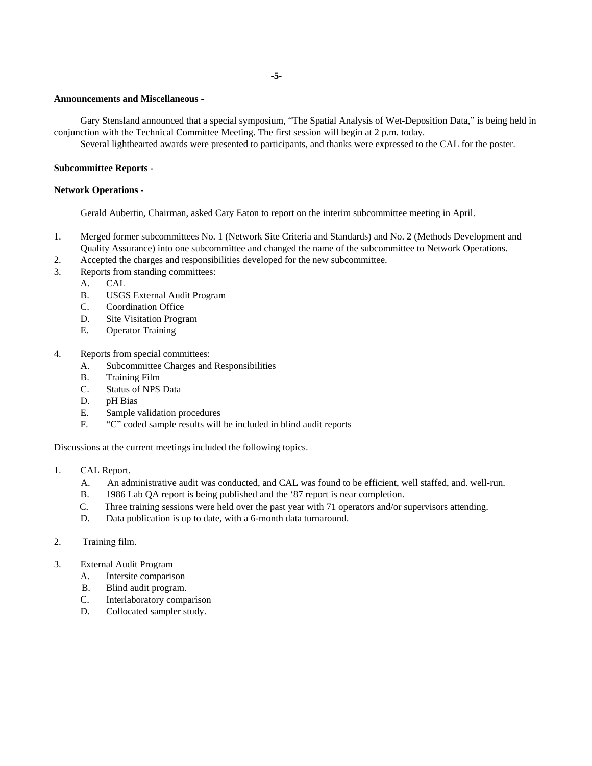**Announcements and Miscellaneous** -

Gary Stensland announced that a special symposium, "The Spatial Analysis of Wet-Deposition Data," is being held in conjunction with the Technical Committee Meeting. The first session will begin at 2 p.m. today.

Several lighthearted awards were presented to participants, and thanks were expressed to the CAL for the poster.

**Subcommittee Reports -**

**Network Operations -**

Gerald Aubertin, Chairman, asked Cary Eaton to report on the interim subcommittee meeting in April.

1. Merged former subcommittees No. 1 (Network Site Criteria and Standards) and No. 2 (Methods Development and Quality Assurance) into one subcommittee and changed the name of the subcommittee to Network Operations.
2. Accepted the charges and responsibilities developed for the new subcommittee.
3. Reports from standing committees:
   - A. CAL
   - B. USGS External Audit Program
   - C. Coordination Office
   - D. Site Visitation Program
   - E. Operator Training

4. Reports from special committees:
   - A. Subcommittee Charges and Responsibilities
   - B. Training Film
   - C. Status of NPS Data
   - D. pH Bias
   - E. Sample validation procedures
   - F. "C" coded sample results will be included in blind audit reports

Discussions at the current meetings included the following topics.

1. CAL Report.
   - A. An administrative audit was conducted, and CAL was found to be efficient, well staffed, and. well-run.
   - B. 1986 Lab QA report is being published and the '87 report is near completion.
   - C. Three training sessions were held over the past year with 71 operators and/or supervisors attending.
   - D. Data publication is up to date, with a 6-month data turnaround.

2. Training film.

3. External Audit Program
   - A. Intersite comparison
   - B. Blind audit program.
   - C. Interlaboratory comparison
   - D. Collocated sampler study.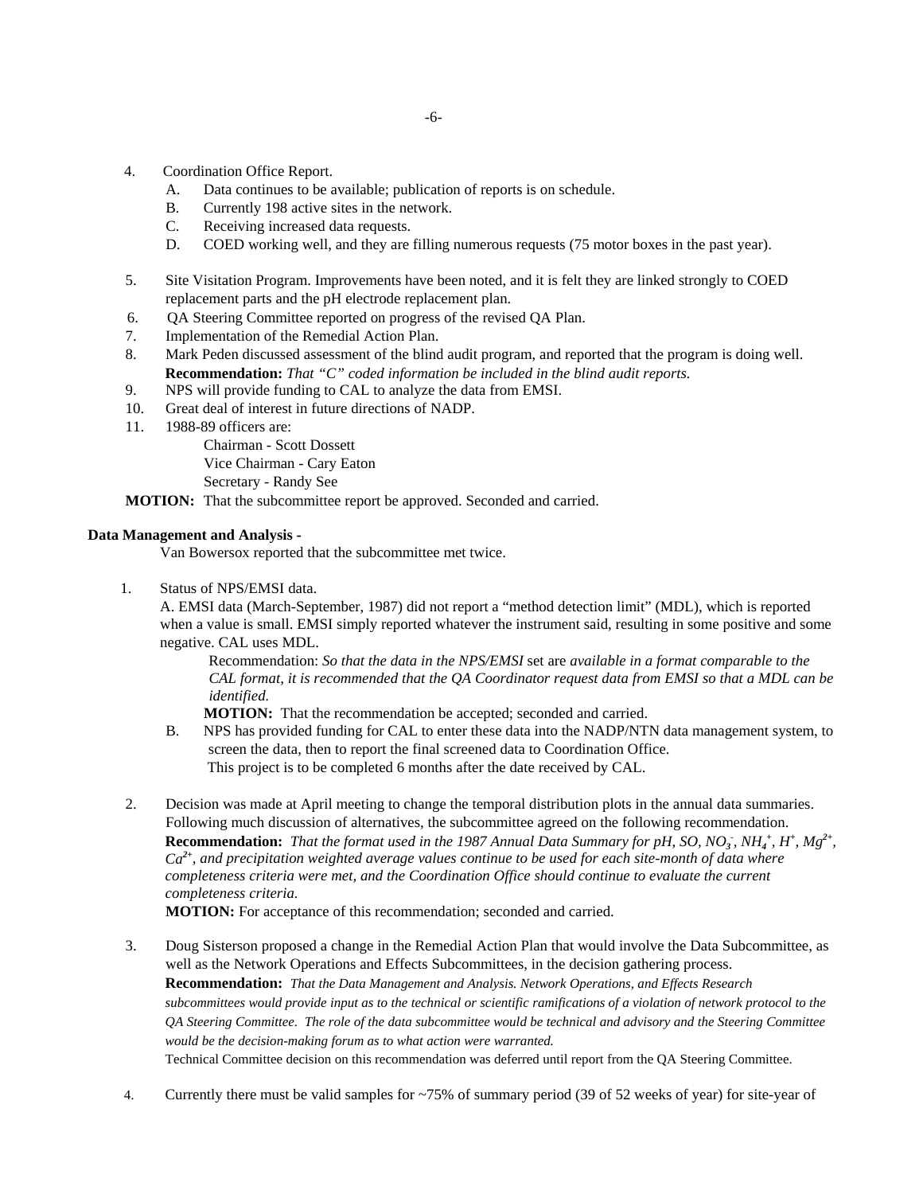4. Coordination Office Report.
   A. Data continues to be available; publication of reports is on schedule.
   B. Currently 198 active sites in the network.
   C. Receiving increased data requests.
   D. COED working well, and they are filling numerous requests (75 motor boxes in the past year).

5. Site Visitation Program. Improvements have been noted, and it is felt they are linked strongly to COED replacement parts and the pH electrode replacement plan.
6. QA Steering Committee reported on progress of the revised QA Plan.
7. Implementation of the Remedial Action Plan.
8. Mark Peden discussed assessment of the blind audit program, and reported that the program is doing well.
   **Recommendation:** *That "C" coded information be included in the blind audit reports.*
9. NPS will provide funding to CAL to analyze the data from EMSI.
10. Great deal of interest in future directions of NADP.
11. 1988-89 officers are:
    Chairman - Scott Dossett
    Vice Chairman - Cary Eaton
    Secretary - Randy See

**MOTION:** That the subcommittee report be approved. Seconded and carried.

**Data Management and Analysis -**

Van Bowersox reported that the subcommittee met twice.

1. Status of NPS/EMSI data.
   A. EMSI data (March-September, 1987) did not report a "method detection limit" (MDL), which is reported when a value is small. EMSI simply reported whatever the instrument said, resulting in some positive and some negative. CAL uses MDL.

   Recommendation: *So that the data in the NPS/EMSI* set are *available in a format comparable to the CAL format, it is recommended that the QA Coordinator request data from EMSI so that a MDL can be identified.*

   **MOTION:** That the recommendation be accepted; seconded and carried.

   B. NPS has provided funding for CAL to enter these data into the NADP/NTN data management system, to screen the data, then to report the final screened data to Coordination Office.
   This project is to be completed 6 months after the date received by CAL.

2. Decision was made at April meeting to change the temporal distribution plots in the annual data summaries. Following much discussion of alternatives, the subcommittee agreed on the following recommendation.
   **Recommendation:** *That the format used in the 1987 Annual Data Summary for pH, SO, $NO_3^-$, $NH_4^+$, $H^+$, $Mg^{2+}$, $Ca^{2+}$, and precipitation weighted average values continue to be used for each site-month of data where completeness criteria were met, and the Coordination Office should continue to evaluate the current completeness criteria.*
   **MOTION:** For acceptance of this recommendation; seconded and carried.

3. Doug Sisterson proposed a change in the Remedial Action Plan that would involve the Data Subcommittee, as well as the Network Operations and Effects Subcommittees, in the decision gathering process.
   **Recommendation:** *That the Data Management and Analysis. Network Operations, and Effects Research subcommittees would provide input as to the technical or scientific ramifications of a violation of network protocol to the QA Steering Committee. The role of the data subcommittee would be technical and advisory and the Steering Committee would be the decision-making forum as to what action were warranted.*
   Technical Committee decision on this recommendation was deferred until report from the QA Steering Committee.

4. Currently there must be valid samples for ~75% of summary period (39 of 52 weeks of year) for site-year of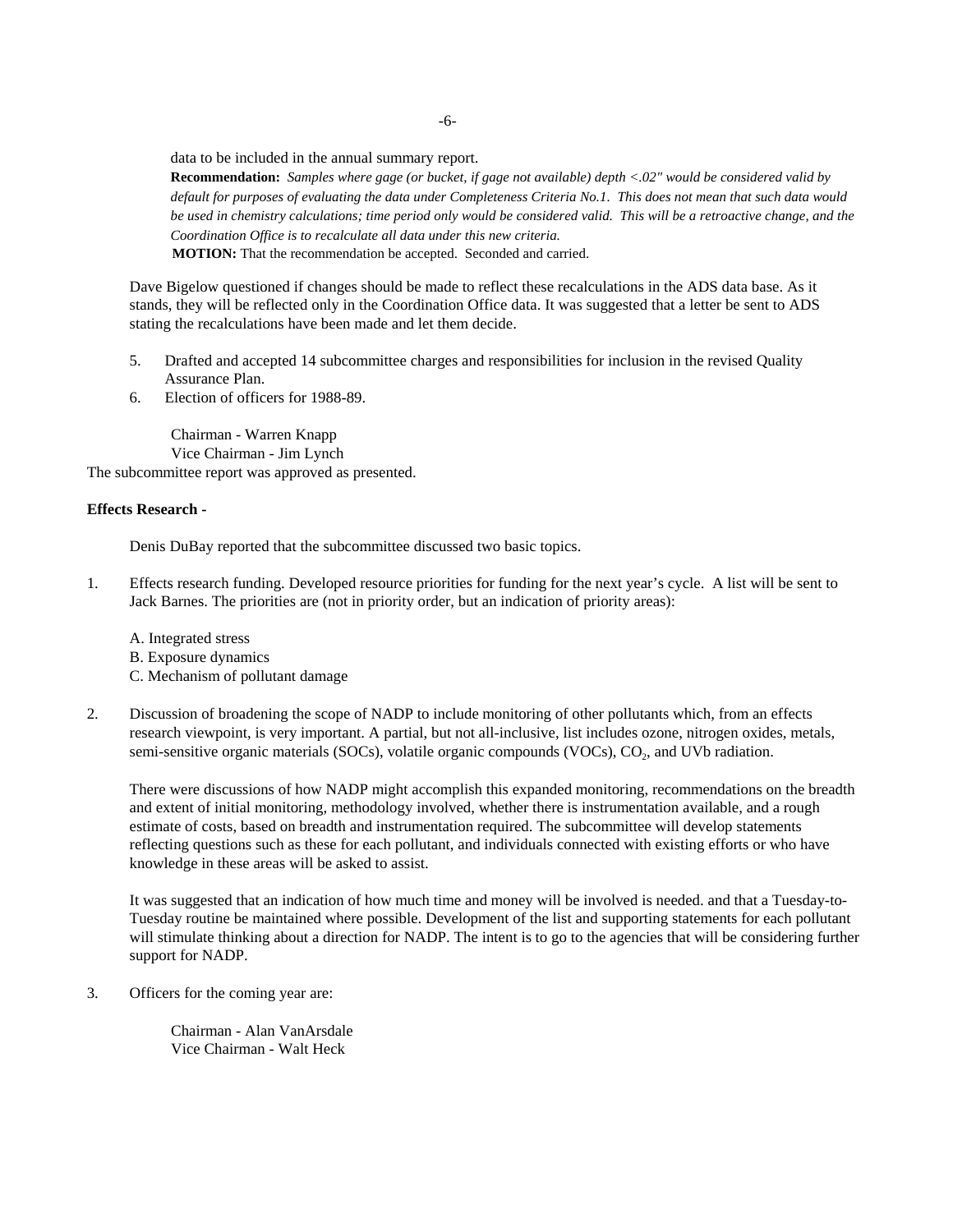data to be included in the annual summary report.

**Recommendation:** *Samples where gage (or bucket, if gage not available) depth <.02" would be considered valid by default for purposes of evaluating the data under Completeness Criteria No.1. This does not mean that such data would be used in chemistry calculations; time period only would be considered valid. This will be a retroactive change, and the Coordination Office is to recalculate all data under this new criteria.*

**MOTION:** That the recommendation be accepted. Seconded and carried.

Dave Bigelow questioned if changes should be made to reflect these recalculations in the ADS data base. As it stands, they will be reflected only in the Coordination Office data. It was suggested that a letter be sent to ADS stating the recalculations have been made and let them decide.

5. Drafted and accepted 14 subcommittee charges and responsibilities for inclusion in the revised Quality Assurance Plan.
6. Election of officers for 1988-89.

   Chairman - Warren Knapp
   Vice Chairman - Jim Lynch

The subcommittee report was approved as presented.

**Effects Research -**

Denis DuBay reported that the subcommittee discussed two basic topics.

1. Effects research funding. Developed resource priorities for funding for the next year's cycle. A list will be sent to Jack Barnes. The priorities are (not in priority order, but an indication of priority areas):

   A. Integrated stress
   B. Exposure dynamics
   C. Mechanism of pollutant damage

2. Discussion of broadening the scope of NADP to include monitoring of other pollutants which, from an effects research viewpoint, is very important. A partial, but not all-inclusive, list includes ozone, nitrogen oxides, metals, semi-sensitive organic materials (SOCs), volatile organic compounds (VOCs), $CO_2$, and UVb radiation.

   There were discussions of how NADP might accomplish this expanded monitoring, recommendations on the breadth and extent of initial monitoring, methodology involved, whether there is instrumentation available, and a rough estimate of costs, based on breadth and instrumentation required. The subcommittee will develop statements reflecting questions such as these for each pollutant, and individuals connected with existing efforts or who have knowledge in these areas will be asked to assist.

   It was suggested that an indication of how much time and money will be involved is needed. and that a Tuesday-to-Tuesday routine be maintained where possible. Development of the list and supporting statements for each pollutant will stimulate thinking about a direction for NADP. The intent is to go to the agencies that will be considering further support for NADP.

3. Officers for the coming year are:

   Chairman - Alan VanArsdale
   Vice Chairman - Walt Heck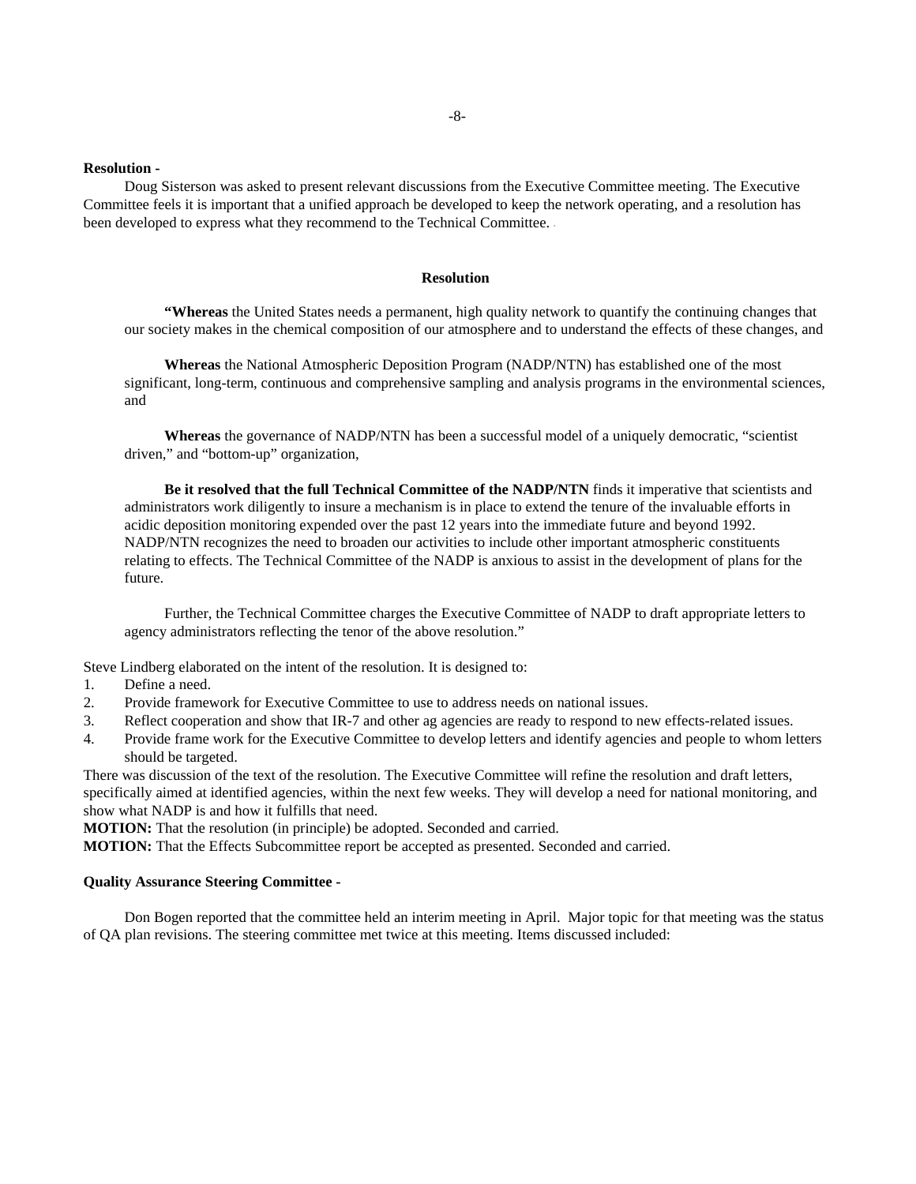**Resolution -**

Doug Sisterson was asked to present relevant discussions from the Executive Committee meeting. The Executive Committee feels it is important that a unified approach be developed to keep the network operating, and a resolution has been developed to express what they recommend to the Technical Committee.

**Resolution**

> **"Whereas** the United States needs a permanent, high quality network to quantify the continuing changes that our society makes in the chemical composition of our atmosphere and to understand the effects of these changes, and
>
> **Whereas** the National Atmospheric Deposition Program (NADP/NTN) has established one of the most significant, long-term, continuous and comprehensive sampling and analysis programs in the environmental sciences, and
>
> **Whereas** the governance of NADP/NTN has been a successful model of a uniquely democratic, "scientist driven," and "bottom-up" organization,
>
> **Be it resolved that the full Technical Committee of the NADP/NTN** finds it imperative that scientists and administrators work diligently to insure a mechanism is in place to extend the tenure of the invaluable efforts in acidic deposition monitoring expended over the past 12 years into the immediate future and beyond 1992. NADP/NTN recognizes the need to broaden our activities to include other important atmospheric constituents relating to effects. The Technical Committee of the NADP is anxious to assist in the development of plans for the future.
>
> Further, the Technical Committee charges the Executive Committee of NADP to draft appropriate letters to agency administrators reflecting the tenor of the above resolution."

Steve Lindberg elaborated on the intent of the resolution. It is designed to:

1. Define a need.
2. Provide framework for Executive Committee to use to address needs on national issues.
3. Reflect cooperation and show that IR-7 and other ag agencies are ready to respond to new effects-related issues.
4. Provide frame work for the Executive Committee to develop letters and identify agencies and people to whom letters should be targeted.

There was discussion of the text of the resolution. The Executive Committee will refine the resolution and draft letters, specifically aimed at identified agencies, within the next few weeks. They will develop a need for national monitoring, and show what NADP is and how it fulfills that need.

**MOTION:** That the resolution (in principle) be adopted. Seconded and carried.

**MOTION:** That the Effects Subcommittee report be accepted as presented. Seconded and carried.

**Quality Assurance Steering Committee -**

Don Bogen reported that the committee held an interim meeting in April. Major topic for that meeting was the status of QA plan revisions. The steering committee met twice at this meeting. Items discussed included: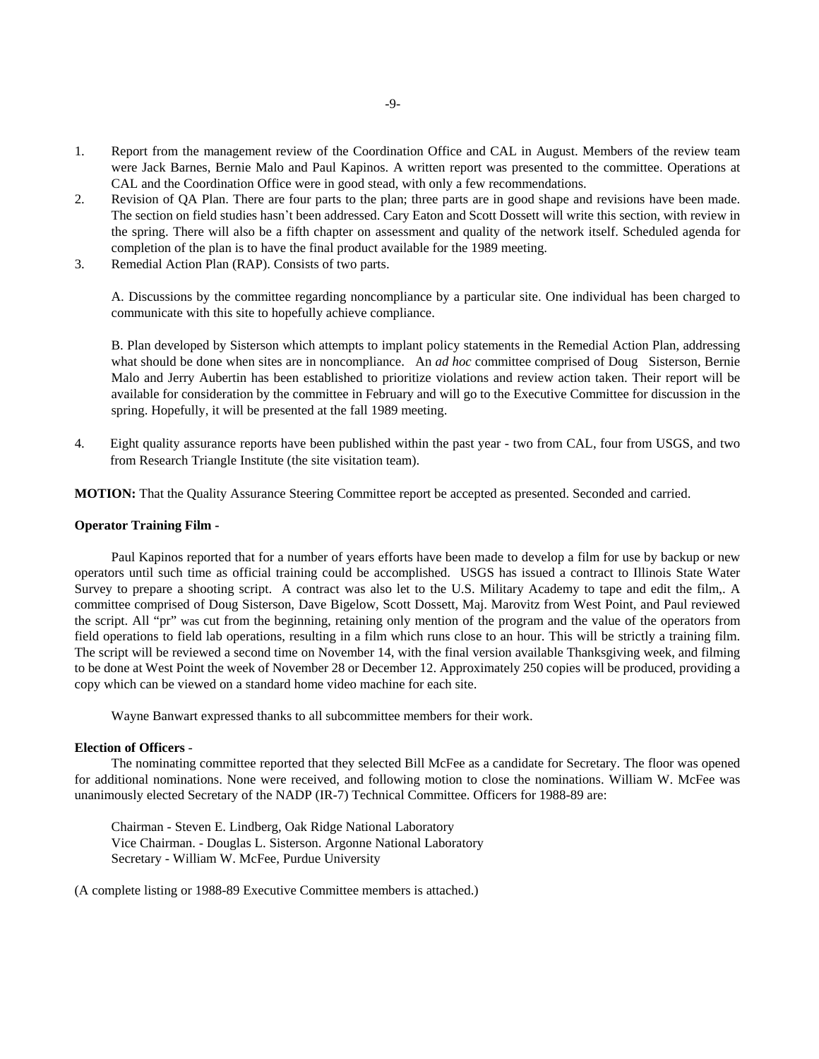1. Report from the management review of the Coordination Office and CAL in August. Members of the review team were Jack Barnes, Bernie Malo and Paul Kapinos. A written report was presented to the committee. Operations at CAL and the Coordination Office were in good stead, with only a few recommendations.
2. Revision of QA Plan. There are four parts to the plan; three parts are in good shape and revisions have been made. The section on field studies hasn't been addressed. Cary Eaton and Scott Dossett will write this section, with review in the spring. There will also be a fifth chapter on assessment and quality of the network itself. Scheduled agenda for completion of the plan is to have the final product available for the 1989 meeting.
3. Remedial Action Plan (RAP). Consists of two parts.

   A. Discussions by the committee regarding noncompliance by a particular site. One individual has been charged to communicate with this site to hopefully achieve compliance.

   B. Plan developed by Sisterson which attempts to implant policy statements in the Remedial Action Plan, addressing what should be done when sites are in noncompliance. An *ad hoc* committee comprised of Doug Sisterson, Bernie Malo and Jerry Aubertin has been established to prioritize violations and review action taken. Their report will be available for consideration by the committee in February and will go to the Executive Committee for discussion in the spring. Hopefully, it will be presented at the fall 1989 meeting.

4. Eight quality assurance reports have been published within the past year - two from CAL, four from USGS, and two from Research Triangle Institute (the site visitation team).

**MOTION:** That the Quality Assurance Steering Committee report be accepted as presented. Seconded and carried.

**Operator Training Film** -

Paul Kapinos reported that for a number of years efforts have been made to develop a film for use by backup or new operators until such time as official training could be accomplished. USGS has issued a contract to Illinois State Water Survey to prepare a shooting script. A contract was also let to the U.S. Military Academy to tape and edit the film,. A committee comprised of Doug Sisterson, Dave Bigelow, Scott Dossett, Maj. Marovitz from West Point, and Paul reviewed the script. All "pr" was cut from the beginning, retaining only mention of the program and the value of the operators from field operations to field lab operations, resulting in a film which runs close to an hour. This will be strictly a training film. The script will be reviewed a second time on November 14, with the final version available Thanksgiving week, and filming to be done at West Point the week of November 28 or December 12. Approximately 250 copies will be produced, providing a copy which can be viewed on a standard home video machine for each site.

Wayne Banwart expressed thanks to all subcommittee members for their work.

**Election of Officers** -

The nominating committee reported that they selected Bill McFee as a candidate for Secretary. The floor was opened for additional nominations. None were received, and following motion to close the nominations. William W. McFee was unanimously elected Secretary of the NADP (IR-7) Technical Committee. Officers for 1988-89 are:

Chairman - Steven E. Lindberg, Oak Ridge National Laboratory
Vice Chairman. - Douglas L. Sisterson. Argonne National Laboratory
Secretary - William W. McFee, Purdue University

(A complete listing or 1988-89 Executive Committee members is attached.)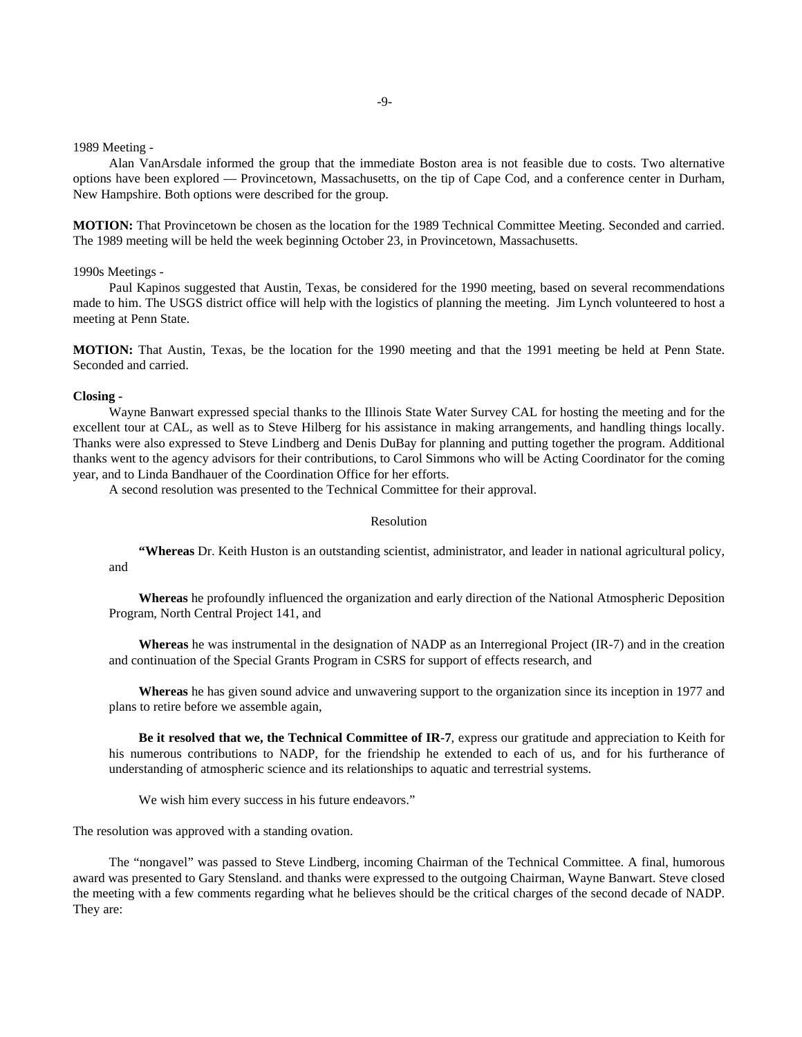1989 Meeting -

Alan VanArsdale informed the group that the immediate Boston area is not feasible due to costs. Two alternative options have been explored — Provincetown, Massachusetts, on the tip of Cape Cod, and a conference center in Durham, New Hampshire. Both options were described for the group.

**MOTION:** That Provincetown be chosen as the location for the 1989 Technical Committee Meeting. Seconded and carried. The 1989 meeting will be held the week beginning October 23, in Provincetown, Massachusetts.

1990s Meetings -

Paul Kapinos suggested that Austin, Texas, be considered for the 1990 meeting, based on several recommendations made to him. The USGS district office will help with the logistics of planning the meeting. Jim Lynch volunteered to host a meeting at Penn State.

**MOTION:** That Austin, Texas, be the location for the 1990 meeting and that the 1991 meeting be held at Penn State. Seconded and carried.

**Closing -**

Wayne Banwart expressed special thanks to the Illinois State Water Survey CAL for hosting the meeting and for the excellent tour at CAL, as well as to Steve Hilberg for his assistance in making arrangements, and handling things locally. Thanks were also expressed to Steve Lindberg and Denis DuBay for planning and putting together the program. Additional thanks went to the agency advisors for their contributions, to Carol Simmons who will be Acting Coordinator for the coming year, and to Linda Bandhauer of the Coordination Office for her efforts.

A second resolution was presented to the Technical Committee for their approval.

Resolution

"**Whereas** Dr. Keith Huston is an outstanding scientist, administrator, and leader in national agricultural policy, and

**Whereas** he profoundly influenced the organization and early direction of the National Atmospheric Deposition Program, North Central Project 141, and

**Whereas** he was instrumental in the designation of NADP as an Interregional Project (IR-7) and in the creation and continuation of the Special Grants Program in CSRS for support of effects research, and

**Whereas** he has given sound advice and unwavering support to the organization since its inception in 1977 and plans to retire before we assemble again,

**Be it resolved that we, the Technical Committee of IR-7**, express our gratitude and appreciation to Keith for his numerous contributions to NADP, for the friendship he extended to each of us, and for his furtherance of understanding of atmospheric science and its relationships to aquatic and terrestrial systems.

We wish him every success in his future endeavors."

The resolution was approved with a standing ovation.

The "nongavel" was passed to Steve Lindberg, incoming Chairman of the Technical Committee. A final, humorous award was presented to Gary Stensland. and thanks were expressed to the outgoing Chairman, Wayne Banwart. Steve closed the meeting with a few comments regarding what he believes should be the critical charges of the second decade of NADP. They are: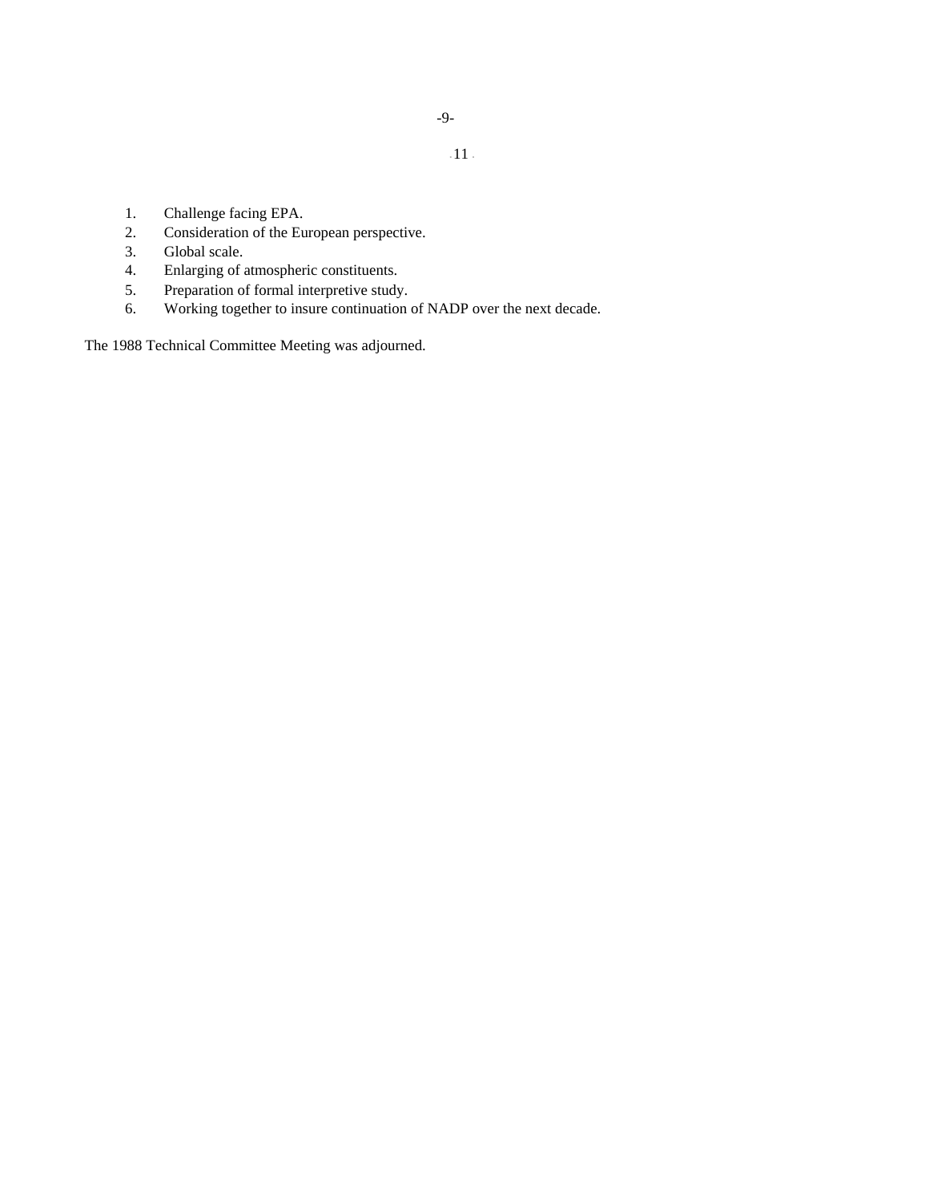1. Challenge facing EPA.
2. Consideration of the European perspective.
3. Global scale.
4. Enlarging of atmospheric constituents.
5. Preparation of formal interpretive study.
6. Working together to insure continuation of NADP over the next decade.

The 1988 Technical Committee Meeting was adjourned.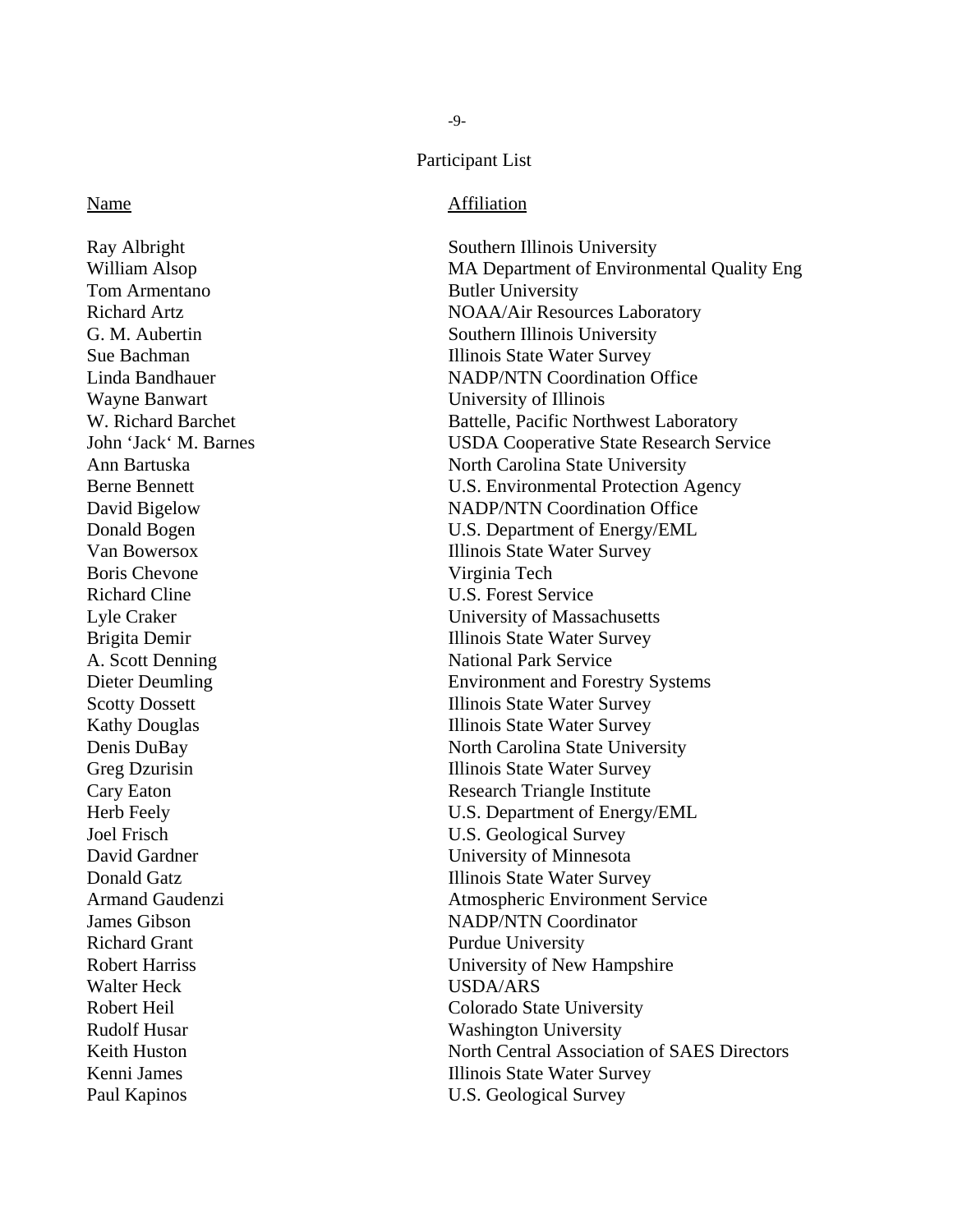Participant List

| Name | Affiliation |
| --- | --- |
| Ray Albright | Southern Illinois University |
| William Alsop | MA Department of Environmental Quality Eng |
| Tom Armentano | Butler University |
| Richard Artz | NOAA/Air Resources Laboratory |
| G. M. Aubertin | Southern Illinois University |
| Sue Bachman | Illinois State Water Survey |
| Linda Bandhauer | NADP/NTN Coordination Office |
| Wayne Banwart | University of Illinois |
| W. Richard Barchet | Battelle, Pacific Northwest Laboratory |
| John ‘Jack‘ M. Barnes | USDA Cooperative State Research Service |
| Ann Bartuska | North Carolina State University |
| Berne Bennett | U.S. Environmental Protection Agency |
| David Bigelow | NADP/NTN Coordination Office |
| Donald Bogen | U.S. Department of Energy/EML |
| Van Bowersox | Illinois State Water Survey |
| Boris Chevone | Virginia Tech |
| Richard Cline | U.S. Forest Service |
| Lyle Craker | University of Massachusetts |
| Brigita Demir | Illinois State Water Survey |
| A. Scott Denning | National Park Service |
| Dieter Deumling | Environment and Forestry Systems |
| Scotty Dossett | Illinois State Water Survey |
| Kathy Douglas | Illinois State Water Survey |
| Denis DuBay | North Carolina State University |
| Greg Dzurisin | Illinois State Water Survey |
| Cary Eaton | Research Triangle Institute |
| Herb Feely | U.S. Department of Energy/EML |
| Joel Frisch | U.S. Geological Survey |
| David Gardner | University of Minnesota |
| Donald Gatz | Illinois State Water Survey |
| Armand Gaudenzi | Atmospheric Environment Service |
| James Gibson | NADP/NTN Coordinator |
| Richard Grant | Purdue University |
| Robert Harriss | University of New Hampshire |
| Walter Heck | USDA/ARS |
| Robert Heil | Colorado State University |
| Rudolf Husar | Washington University |
| Keith Huston | North Central Association of SAES Directors |
| Kenni James | Illinois State Water Survey |
| Paul Kapinos | U.S. Geological Survey |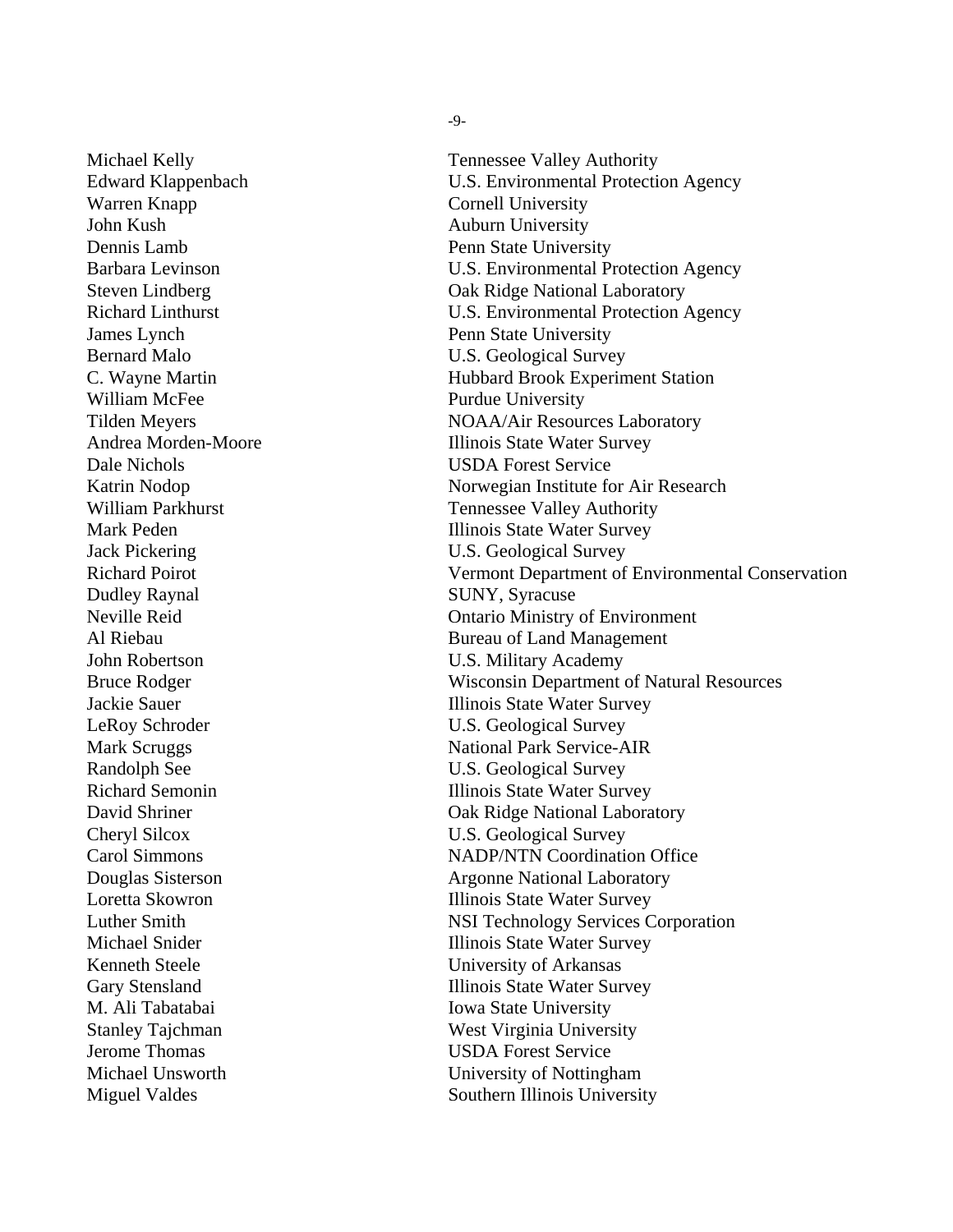| | |
|---|---|
| Michael Kelly | Tennessee Valley Authority |
| Edward Klappenbach | U.S. Environmental Protection Agency |
| Warren Knapp | Cornell University |
| John Kush | Auburn University |
| Dennis Lamb | Penn State University |
| Barbara Levinson | U.S. Environmental Protection Agency |
| Steven Lindberg | Oak Ridge National Laboratory |
| Richard Linthurst | U.S. Environmental Protection Agency |
| James Lynch | Penn State University |
| Bernard Malo | U.S. Geological Survey |
| C. Wayne Martin | Hubbard Brook Experiment Station |
| William McFee | Purdue University |
| Tilden Meyers | NOAA/Air Resources Laboratory |
| Andrea Morden-Moore | Illinois State Water Survey |
| Dale Nichols | USDA Forest Service |
| Katrin Nodop | Norwegian Institute for Air Research |
| William Parkhurst | Tennessee Valley Authority |
| Mark Peden | Illinois State Water Survey |
| Jack Pickering | U.S. Geological Survey |
| Richard Poirot | Vermont Department of Environmental Conservation |
| Dudley Raynal | SUNY, Syracuse |
| Neville Reid | Ontario Ministry of Environment |
| Al Riebau | Bureau of Land Management |
| John Robertson | U.S. Military Academy |
| Bruce Rodger | Wisconsin Department of Natural Resources |
| Jackie Sauer | Illinois State Water Survey |
| LeRoy Schroder | U.S. Geological Survey |
| Mark Scruggs | National Park Service-AIR |
| Randolph See | U.S. Geological Survey |
| Richard Semonin | Illinois State Water Survey |
| David Shriner | Oak Ridge National Laboratory |
| Cheryl Silcox | U.S. Geological Survey |
| Carol Simmons | NADP/NTN Coordination Office |
| Douglas Sisterson | Argonne National Laboratory |
| Loretta Skowron | Illinois State Water Survey |
| Luther Smith | NSI Technology Services Corporation |
| Michael Snider | Illinois State Water Survey |
| Kenneth Steele | University of Arkansas |
| Gary Stensland | Illinois State Water Survey |
| M. Ali Tabatabai | Iowa State University |
| Stanley Tajchman | West Virginia University |
| Jerome Thomas | USDA Forest Service |
| Michael Unsworth | University of Nottingham |
| Miguel Valdes | Southern Illinois University |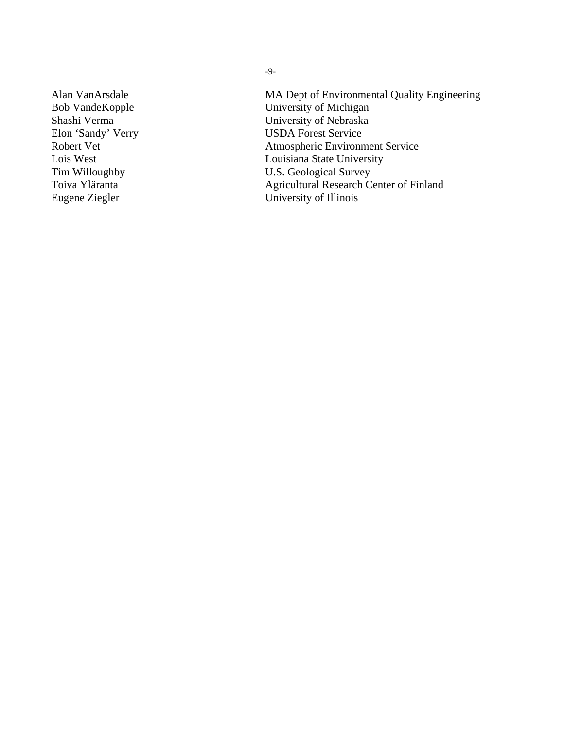| | |
|---|---|
| Alan VanArsdale | MA Dept of Environmental Quality Engineering |
| Bob VandeKopple | University of Michigan |
| Shashi Verma | University of Nebraska |
| Elon 'Sandy' Verry | USDA Forest Service |
| Robert Vet | Atmospheric Environment Service |
| Lois West | Louisiana State University |
| Tim Willoughby | U.S. Geological Survey |
| Toiva Yläranta | Agricultural Research Center of Finland |
| Eugene Ziegler | University of Illinois |